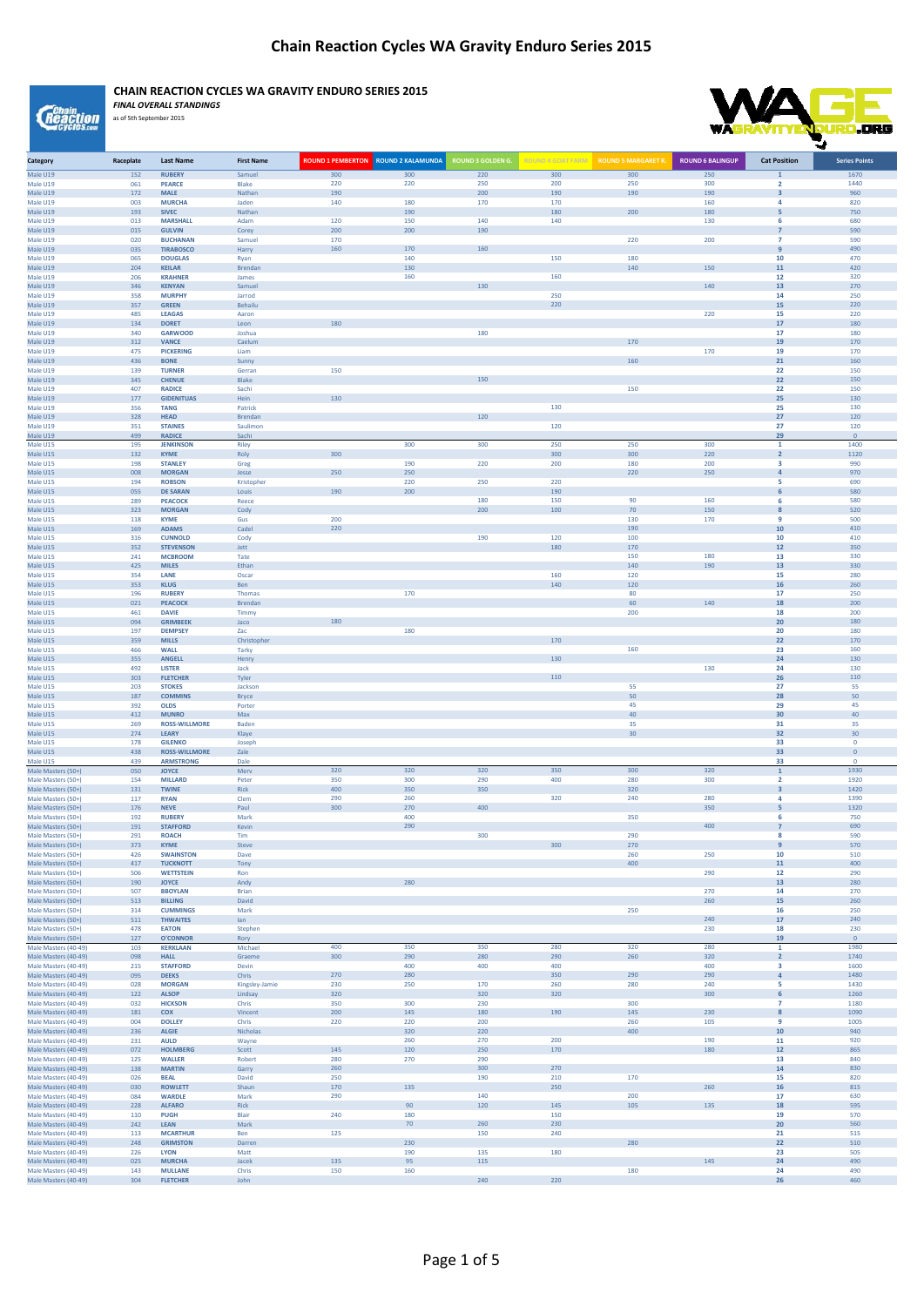# Chain Reaction Cycles WA Gravity Enduro Series 2015

**CHAIN REACTION CYCLES WA GRAVITY ENDURO SERIES 2015**

***FINAL OVERALL STANDINGS***

as of 5th September 2015

| Category | Raceplate | Last Name | First Name | ROUND 1 PEMBERTON | ROUND 2 KALAMUNDA | ROUND 3 GOLDEN G. | ROUND 4 GOAT FARM | ROUND 5 MARGARET R. | ROUND 6 BALINGUP | Cat Position | Series Points |
|---|---|---|---|---|---|---|---|---|---|---|---|
| Male U19 | 152 | **RUBERY** | Samuel | 300 | 300 | 220 | 300 | 300 | 250 | 1 | 1670 |
| Male U19 | 061 | **PEARCE** | Blake | 220 | 220 | 250 | 200 | 250 | 300 | 2 | 1440 |
| Male U19 | 172 | **MALE** | Nathan | 190 | | 200 | 190 | 190 | 190 | 3 | 960 |
| Male U19 | 003 | **MURCHA** | Jaden | 140 | 180 | 170 | 170 | | 160 | 4 | 820 |
| Male U19 | 193 | **SIVEC** | Nathan | | 190 | | 180 | 200 | 180 | 5 | 750 |
| Male U19 | 013 | **MARSHALL** | Adam | 120 | 150 | 140 | 140 | | 130 | 6 | 680 |
| Male U19 | 015 | **GULVIN** | Corey | 200 | 200 | 190 | | | | 7 | 590 |
| Male U19 | 020 | **BUCHANAN** | Samuel | 170 | | | | 220 | 200 | 7 | 590 |
| Male U19 | 035 | **TIRABOSCO** | Harry | 160 | 170 | 160 | | | | 9 | 490 |
| Male U19 | 065 | **DOUGLAS** | Ryan | | 140 | | 150 | 180 | | 10 | 470 |
| Male U19 | 204 | **KEILAR** | Brendan | | 130 | | | 140 | 150 | 11 | 420 |
| Male U19 | 206 | **KRAHNER** | James | | 160 | | 160 | | | 12 | 320 |
| Male U19 | 346 | **KENYAN** | Samuel | | | 130 | | | 140 | 13 | 270 |
| Male U19 | 358 | **MURPHY** | Jarrod | | | | 250 | | | 14 | 250 |
| Male U19 | 357 | **GREEN** | Behailu | | | | 220 | | | 15 | 220 |
| Male U19 | 485 | **LEAGAS** | Aaron | | | | | | 220 | 15 | 220 |
| Male U19 | 134 | **DORET** | Leon | 180 | | | | | | 17 | 180 |
| Male U19 | 340 | **GARWOOD** | Joshua | | | 180 | | | | 17 | 180 |
| Male U19 | 312 | **VANCE** | Caelum | | | | | 170 | | 19 | 170 |
| Male U19 | 475 | **PICKERING** | Liam | | | | | | 170 | 19 | 170 |
| Male U19 | 436 | **BONE** | Sunny | | | | | 160 | | 21 | 160 |
| Male U19 | 139 | **TURNER** | Gerran | 150 | | | | | | 22 | 150 |
| Male U19 | 345 | **CHENUE** | Blake | | | 150 | | | | 22 | 150 |
| Male U19 | 407 | **RADICE** | Sachi | | | | | 150 | | 22 | 150 |
| Male U19 | 177 | **GIDENITUAS** | Hein | 130 | | | | | | 25 | 130 |
| Male U19 | 356 | **TANG** | Patrick | | | | 130 | | | 25 | 130 |
| Male U19 | 328 | **HEAD** | Brendan | | | 120 | | | | 27 | 120 |
| Male U19 | 351 | **STAINES** | Saulimon | | | | 120 | | | 27 | 120 |
| Male U19 | 499 | **RADICE** | Sachi | | | | | | | 29 | 0 |
| Male U15 | 195 | **JENKINSON** | Riley | | 300 | 300 | 250 | 250 | 300 | 1 | 1400 |
| Male U15 | 132 | **KYME** | Roly | 300 | | | 300 | 300 | 220 | 2 | 1120 |
| Male U15 | 198 | **STANLEY** | Greg | | 190 | 220 | 200 | 180 | 200 | 3 | 990 |
| Male U15 | 008 | **MORGAN** | Jesse | 250 | 250 | | | 220 | 250 | 4 | 970 |
| Male U15 | 194 | **ROBSON** | Kristopher | | 220 | 250 | 220 | | | 5 | 690 |
| Male U15 | 055 | **DE SARAN** | Louis | 190 | 200 | | 190 | | | 6 | 580 |
| Male U15 | 289 | **PEACOCK** | Reece | | | 180 | 150 | 90 | 160 | 6 | 580 |
| Male U15 | 323 | **MORGAN** | Cody | | | 200 | 100 | 70 | 150 | 8 | 520 |
| Male U15 | 118 | **KYME** | Gus | 200 | | | | 130 | 170 | 9 | 500 |
| Male U15 | 169 | **ADAMS** | Cadel | 220 | | | | 190 | | 10 | 410 |
| Male U15 | 316 | **CUNNOLD** | Cody | | | 190 | 120 | 100 | | 10 | 410 |
| Male U15 | 352 | **STEVENSON** | Jett | | | | 180 | 170 | | 12 | 350 |
| Male U15 | 241 | **MCBROOM** | Tate | | | | | 150 | 180 | 13 | 330 |
| Male U15 | 425 | **MILES** | Ethan | | | | | 140 | 190 | 13 | 330 |
| Male U15 | 354 | **LANE** | Oscar | | | | 160 | 120 | | 15 | 280 |
| Male U15 | 353 | **KLUG** | Ben | | | | 140 | 120 | | 16 | 260 |
| Male U15 | 196 | **RUBERY** | Thomas | | 170 | | | 80 | | 17 | 250 |
| Male U15 | 021 | **PEACOCK** | Brendan | | | | | 60 | 140 | 18 | 200 |
| Male U15 | 461 | **DAVIE** | Timmy | | | | | 200 | | 18 | 200 |
| Male U15 | 094 | **GRIMBEEK** | Jaco | 180 | | | | | | 20 | 180 |
| Male U15 | 197 | **DEMPSEY** | Zac | | 180 | | | | | 20 | 180 |
| Male U15 | 359 | **MILLS** | Christopher | | | | 170 | | | 22 | 170 |
| Male U15 | 466 | **WALL** | Tarky | | | | | 160 | | 23 | 160 |
| Male U15 | 355 | **ANGELL** | Henry | | | | 130 | | | 24 | 130 |
| Male U15 | 492 | **LISTER** | Jack | | | | | | 130 | 24 | 130 |
| Male U15 | 303 | **FLETCHER** | Tyler | | | | 110 | | | 26 | 110 |
| Male U15 | 203 | **STOKES** | Jackson | | | | | 55 | | 27 | 55 |
| Male U15 | 187 | **COMMINS** | Bryce | | | | | 50 | | 28 | 50 |
| Male U15 | 392 | **OLDS** | Porter | | | | | 45 | | 29 | 45 |
| Male U15 | 412 | **MUNRO** | Max | | | | | 40 | | 30 | 40 |
| Male U15 | 269 | **ROSS-WILLMORE** | Baden | | | | | 35 | | 31 | 35 |
| Male U15 | 274 | **LEARY** | Klaye | | | | | 30 | | 32 | 30 |
| Male U15 | 178 | **GILENKO** | Joseph | | | | | | | 33 | 0 |
| Male U15 | 438 | **ROSS-WILLMORE** | Zale | | | | | | | 33 | 0 |
| Male U15 | 439 | **ARMSTRONG** | Dale | | | | | | | 33 | 0 |
| Male Masters (50+) | 050 | **JOYCE** | Merv | 320 | 320 | 320 | 350 | 300 | 320 | 1 | 1930 |
| Male Masters (50+) | 154 | **MILLARD** | Peter | 350 | 300 | 290 | 400 | 280 | 300 | 2 | 1920 |
| Male Masters (50+) | 131 | **TWINE** | Rick | 400 | 350 | 350 | | 320 | | 3 | 1420 |
| Male Masters (50+) | 117 | **RYAN** | Clem | 290 | 260 | | 320 | 240 | 280 | 4 | 1390 |
| Male Masters (50+) | 176 | **NEVE** | Paul | 300 | 270 | 400 | | | 350 | 5 | 1320 |
| Male Masters (50+) | 192 | **RUBERY** | Mark | | 400 | | | 350 | | 6 | 750 |
| Male Masters (50+) | 191 | **STAFFORD** | Kevin | | 290 | | | | 400 | 7 | 690 |
| Male Masters (50+) | 291 | **ROACH** | Tim | | | 300 | | 290 | | 8 | 590 |
| Male Masters (50+) | 373 | **KYME** | Steve | | | | 300 | 270 | | 9 | 570 |
| Male Masters (50+) | 426 | **SWAINSTON** | Dave | | | | | 260 | 250 | 10 | 510 |
| Male Masters (50+) | 417 | **TUCKNOTT** | Tony | | | | | 400 | | 11 | 400 |
| Male Masters (50+) | 506 | **WETTSTEIN** | Ron | | | | | | 290 | 12 | 290 |
| Male Masters (50+) | 190 | **JOYCE** | Andy | | 280 | | | | | 13 | 280 |
| Male Masters (50+) | 507 | **BBOYLAN** | Brian | | | | | | 270 | 14 | 270 |
| Male Masters (50+) | 513 | **BILLING** | David | | | | | | 260 | 15 | 260 |
| Male Masters (50+) | 314 | **CUMMINGS** | Mark | | | | | 250 | | 16 | 250 |
| Male Masters (50+) | 511 | **THWAITES** | Ian | | | | | | 240 | 17 | 240 |
| Male Masters (50+) | 478 | **EATON** | Stephen | | | | | | 230 | 18 | 230 |
| Male Masters (50+) | 127 | **O'CONNOR** | Rory | | | | | | | 19 | 0 |
| Male Masters (40-49) | 103 | **KERKLAAN** | Michael | 400 | 350 | 350 | 280 | 320 | 280 | 1 | 1980 |
| Male Masters (40-49) | 098 | **HALL** | Graeme | 300 | 290 | 280 | 290 | 260 | 320 | 2 | 1740 |
| Male Masters (40-49) | 215 | **STAFFORD** | Devin | | 400 | 400 | 400 | | 400 | 3 | 1600 |
| Male Masters (40-49) | 095 | **DEEKS** | Chris | 270 | 280 | | 350 | 290 | 290 | 4 | 1480 |
| Male Masters (40-49) | 028 | **MORGAN** | Kingsley-Jamie | 230 | 250 | 170 | 260 | 280 | 240 | 5 | 1430 |
| Male Masters (40-49) | 122 | **ALSOP** | Lindsay | 320 | | 320 | 320 | | 300 | 6 | 1260 |
| Male Masters (40-49) | 032 | **HICKSON** | Chris | 350 | 300 | 230 | | 300 | | 7 | 1180 |
| Male Masters (40-49) | 181 | **COX** | Vincent | 200 | 145 | 180 | 190 | 145 | 230 | 8 | 1090 |
| Male Masters (40-49) | 004 | **DOLLEY** | Chris | 220 | 120 | 200 | | 260 | 105 | 9 | 1005 |
| Male Masters (40-49) | 236 | **ALGIE** | Nicholas | | 320 | 220 | | 400 | | 10 | 940 |
| Male Masters (40-49) | 231 | **AULD** | Wayne | | 260 | 270 | 200 | | 190 | 11 | 920 |
| Male Masters (40-49) | 072 | **HOLMBERG** | Scott | 145 | 120 | 250 | 170 | | 180 | 12 | 865 |
| Male Masters (40-49) | 125 | **WALLER** | Robert | 280 | 270 | 290 | | | | 13 | 840 |
| Male Masters (40-49) | 138 | **MARTIN** | Garry | 260 | | 300 | 270 | | | 14 | 830 |
| Male Masters (40-49) | 026 | **BEAL** | David | 250 | | 190 | 210 | 170 | | 15 | 820 |
| Male Masters (40-49) | 030 | **ROWLETT** | Shaun | 170 | 135 | | 250 | | 260 | 16 | 815 |
| Male Masters (40-49) | 084 | **WARDLE** | Mark | 290 | | 140 | | 200 | | 17 | 630 |
| Male Masters (40-49) | 228 | **ALFARO** | Rick | | 90 | 120 | 145 | 105 | 135 | 18 | 595 |
| Male Masters (40-49) | 110 | **PUGH** | Blair | 240 | 180 | | 150 | | | 19 | 570 |
| Male Masters (40-49) | 242 | **LEAN** | Mark | | 70 | 260 | 230 | | | 20 | 560 |
| Male Masters (40-49) | 113 | **MCARTHUR** | Ben | 125 | | 150 | 240 | | | 21 | 515 |
| Male Masters (40-49) | 248 | **GRIMSTON** | Darren | | 230 | | | 280 | | 22 | 510 |
| Male Masters (40-49) | 226 | **LYON** | Matt | | 190 | 135 | 180 | | | 23 | 505 |
| Male Masters (40-49) | 025 | **MURCHA** | Jacek | 135 | 95 | 115 | | | 145 | 24 | 490 |
| Male Masters (40-49) | 143 | **MULLANE** | Chris | 150 | 160 | | | 180 | | 24 | 490 |
| Male Masters (40-49) | 304 | **FLETCHER** | John | | | 240 | 220 | | | 26 | 460 |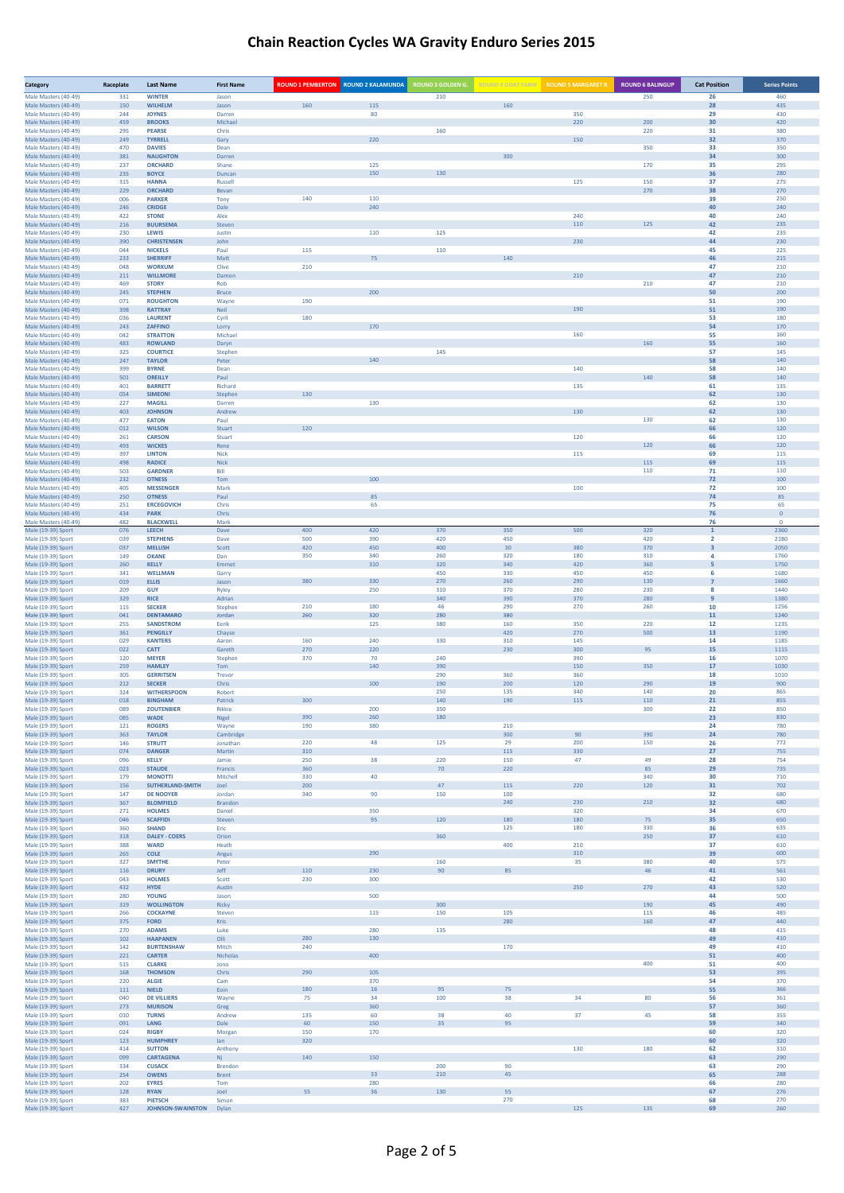# Chain Reaction Cycles WA Gravity Enduro Series 2015

| Category | Raceplate | Last Name | First Name | ROUND 1 PEMBERTON | ROUND 2 KALAMUNDA | ROUND 3 GOLDEN G. | ROUND 4 GOAT FARM | ROUND 5 MARGARET R. | ROUND 6 BALINGUP | Cat Position | Series Points |
|---|---|---|---|---|---|---|---|---|---|---|---|
| Male Masters (40-49) | 331 | WINTER | Jason | | | 210 | | | 250 | 26 | 460 |
| Male Masters (40-49) | 150 | WILHELM | Jason | 160 | 115 | | 160 | | | 28 | 435 |
| Male Masters (40-49) | 244 | JOYNES | Darren | | 80 | | | 350 | | 29 | 430 |
| Male Masters (40-49) | 459 | BROOKS | Michael | | | | | 220 | 200 | 30 | 420 |
| Male Masters (40-49) | 295 | PEARSE | Chris | | | 160 | | | 220 | 31 | 380 |
| Male Masters (40-49) | 249 | TYRRELL | Gary | | 220 | | | 150 | | 32 | 370 |
| Male Masters (40-49) | 470 | DAVIES | Dean | | | | | | 350 | 33 | 350 |
| Male Masters (40-49) | 381 | NAUGHTON | Darren | | | | 300 | | | 34 | 300 |
| Male Masters (40-49) | 237 | ORCHARD | Shane | | 125 | | | | 170 | 35 | 295 |
| Male Masters (40-49) | 235 | BOYCE | Duncan | | 150 | 130 | | | | 36 | 280 |
| Male Masters (40-49) | 315 | HANNA | Russell | | | | | 125 | 150 | 37 | 275 |
| Male Masters (40-49) | 229 | ORCHARD | Bevan | | | | | | 270 | 38 | 270 |
| Male Masters (40-49) | 006 | PARKER | Tony | 140 | 110 | | | | | 39 | 250 |
| Male Masters (40-49) | 246 | CRIDGE | Dale | | 240 | | | | | 40 | 240 |
| Male Masters (40-49) | 422 | STONE | Alex | | | | | 240 | | 40 | 240 |
| Male Masters (40-49) | 216 | BUURSEMA | Steven | | | | | 110 | 125 | 42 | 235 |
| Male Masters (40-49) | 230 | LEWIS | Justin | | 110 | 125 | | | | 42 | 235 |
| Male Masters (40-49) | 390 | CHRISTENSEN | John | | | | | 230 | | 44 | 230 |
| Male Masters (40-49) | 044 | NICKELS | Paul | 115 | | 110 | | | | 45 | 225 |
| Male Masters (40-49) | 233 | SHERRIFF | Matt | | 75 | | 140 | | | 46 | 215 |
| Male Masters (40-49) | 048 | WORKUM | Clive | 210 | | | | | | 47 | 210 |
| Male Masters (40-49) | 211 | WILLMORE | Damon | | | | | 210 | | 47 | 210 |
| Male Masters (40-49) | 469 | STORY | Rob | | | | | | 210 | 47 | 210 |
| Male Masters (40-49) | 245 | STEPHEN | Bruce | | 200 | | | | | 50 | 200 |
| Male Masters (40-49) | 071 | ROUGHTON | Wayne | 190 | | | | | | 51 | 190 |
| Male Masters (40-49) | 398 | RATTRAY | Neil | | | | | 190 | | 51 | 190 |
| Male Masters (40-49) | 036 | LAURENT | Cyril | 180 | | | | | | 53 | 180 |
| Male Masters (40-49) | 243 | ZAFFINO | Lorry | | 170 | | | | | 54 | 170 |
| Male Masters (40-49) | 042 | STRATTON | Michael | | | | | 160 | | 55 | 160 |
| Male Masters (40-49) | 483 | ROWLAND | Daryn | | | | | | 160 | 55 | 160 |
| Male Masters (40-49) | 325 | COURTICE | Stephen | | | 145 | | | | 57 | 145 |
| Male Masters (40-49) | 247 | TAYLOR | Peter | | 140 | | | | | 58 | 140 |
| Male Masters (40-49) | 399 | BYRNE | Dean | | | | | 140 | | 58 | 140 |
| Male Masters (40-49) | 501 | OREILLY | Paul | | | | | | 140 | 58 | 140 |
| Male Masters (40-49) | 401 | BARRETT | Richard | | | | | 135 | | 61 | 135 |
| Male Masters (40-49) | 054 | SIMEONI | Stephen | 130 | | | | | | 62 | 130 |
| Male Masters (40-49) | 227 | MAGILL | Darren | | 130 | | | | | 62 | 130 |
| Male Masters (40-49) | 403 | JOHNSON | Andrew | | | | | 130 | | 62 | 130 |
| Male Masters (40-49) | 477 | EATON | Paul | | | | | | 130 | 62 | 130 |
| Male Masters (40-49) | 012 | WILSON | Stuart | 120 | | | | | | 66 | 120 |
| Male Masters (40-49) | 261 | CARSON | Stuart | | | | | 120 | | 66 | 120 |
| Male Masters (40-49) | 493 | WICKES | Rene | | | | | | 120 | 66 | 120 |
| Male Masters (40-49) | 397 | LINTON | Nick | | | | | 115 | | 69 | 115 |
| Male Masters (40-49) | 498 | RADICE | Nick | | | | | | 115 | 69 | 115 |
| Male Masters (40-49) | 503 | GARDNER | Bill | | | | | | 110 | 71 | 110 |
| Male Masters (40-49) | 232 | OTNESS | Tom | | 100 | | | | | 72 | 100 |
| Male Masters (40-49) | 405 | MESSENGER | Mark | | | | | 100 | | 72 | 100 |
| Male Masters (40-49) | 250 | OTNESS | Paul | | 85 | | | | | 74 | 85 |
| Male Masters (40-49) | 251 | ERCEGOVICH | Chris | | 65 | | | | | 75 | 65 |
| Male Masters (40-49) | 434 | PARK | Chris | | | | | | | 76 | 0 |
| Male Masters (40-49) | 482 | BLACKWELL | Mark | | | | | | | 76 | 0 |
| Male (19-39) Sport | 076 | LEECH | Dave | 400 | 420 | 370 | 350 | 500 | 320 | 1 | 2360 |
| Male (19-39) Sport | 039 | STEPHENS | Dave | 500 | 390 | 420 | 450 | | 420 | 2 | 2180 |
| Male (19-39) Sport | 037 | MELLISH | Scott | 420 | 450 | 400 | 30 | 380 | 370 | 3 | 2050 |
| Male (19-39) Sport | 149 | OKANE | Dan | 350 | 340 | 260 | 320 | 180 | 310 | 4 | 1760 |
| Male (19-39) Sport | 260 | KELLY | Emmet | | 310 | 320 | 340 | 420 | 360 | 5 | 1750 |
| Male (19-39) Sport | 341 | WELLMAN | Garry | | | 450 | 330 | 450 | 450 | 6 | 1680 |
| Male (19-39) Sport | 019 | ELLIS | Jason | 380 | 330 | 270 | 260 | 290 | 130 | 7 | 1660 |
| Male (19-39) Sport | 209 | GUY | Ryley | | 250 | 310 | 370 | 280 | 230 | 8 | 1440 |
| Male (19-39) Sport | 329 | RICE | Adrian | | | 340 | 390 | 370 | 280 | 9 | 1380 |
| Male (19-39) Sport | 115 | SECKER | Stephen | 210 | 180 | 46 | 290 | 270 | 260 | 10 | 1256 |
| Male (19-39) Sport | 041 | DENTAMARO | Jordan | 260 | 320 | 280 | 380 | | | 11 | 1240 |
| Male (19-39) Sport | 255 | SANDSTROM | Eerik | | 125 | 380 | 160 | 350 | 220 | 12 | 1235 |
| Male (19-39) Sport | 361 | PENGILLY | Chayse | | | | 420 | 270 | 500 | 13 | 1190 |
| Male (19-39) Sport | 029 | KANTERS | Aaron | 160 | 240 | 330 | 310 | 145 | | 14 | 1185 |
| Male (19-39) Sport | 022 | CATT | Gareth | 270 | 220 | | 230 | 300 | 95 | 15 | 1115 |
| Male (19-39) Sport | 120 | MEYER | Stephen | 370 | 70 | 240 | | 390 | | 16 | 1070 |
| Male (19-39) Sport | 259 | HAMLEY | Tom | | 140 | 390 | | 150 | 350 | 17 | 1030 |
| Male (19-39) Sport | 305 | GERRITSEN | Trevor | | | 290 | 360 | 360 | | 18 | 1010 |
| Male (19-39) Sport | 212 | SECKER | Chris | | 100 | 190 | 200 | 120 | 290 | 19 | 900 |
| Male (19-39) Sport | 324 | WITHERSPOON | Robert | | | 250 | 135 | 340 | 140 | 20 | 865 |
| Male (19-39) Sport | 018 | BINGHAM | Patrick | 300 | | 140 | 190 | 115 | 110 | 21 | 855 |
| Male (19-39) Sport | 089 | ZOUTENBIER | Rikkie | | 200 | 350 | | | 300 | 22 | 850 |
| Male (19-39) Sport | 085 | WADE | Nigel | 390 | 260 | 180 | | | | 23 | 830 |
| Male (19-39) Sport | 121 | ROGERS | Wayne | 190 | 380 | | 210 | | | 24 | 780 |
| Male (19-39) Sport | 363 | TAYLOR | Cambridge | | | | 300 | 90 | 390 | 24 | 780 |
| Male (19-39) Sport | 146 | STRUTT | Jonathan | 220 | 48 | 125 | 29 | 200 | 150 | 26 | 772 |
| Male (19-39) Sport | 074 | DANGER | Martin | 310 | | | 115 | 330 | | 27 | 755 |
| Male (19-39) Sport | 096 | KELLY | Jamie | 250 | 38 | 220 | 150 | 47 | 49 | 28 | 754 |
| Male (19-39) Sport | 023 | STAUDE | Francis | 360 | | 70 | 220 | | 85 | 29 | 735 |
| Male (19-39) Sport | 179 | MONOTTI | Mitchell | 330 | 40 | | | | 340 | 30 | 710 |
| Male (19-39) Sport | 156 | SUTHERLAND-SMITH | Joel | 200 | | 47 | 115 | 220 | 120 | 31 | 702 |
| Male (19-39) Sport | 147 | DE NOOYER | Jordan | 340 | 90 | 150 | 100 | | | 32 | 680 |
| Male (19-39) Sport | 367 | BLOMFIELD | Brandon | | | | 240 | 230 | 210 | 32 | 680 |
| Male (19-39) Sport | 271 | HOLMES | Daniel | | 350 | | | 320 | | 34 | 670 |
| Male (19-39) Sport | 046 | SCAFFIDI | Steven | | 95 | 120 | 180 | 180 | 75 | 35 | 650 |
| Male (19-39) Sport | 360 | SHAND | Eric | | | | 125 | 180 | 330 | 36 | 635 |
| Male (19-39) Sport | 318 | DALEY - COERS | Orion | | | 360 | | | 250 | 37 | 610 |
| Male (19-39) Sport | 388 | WARD | Heath | | | | 400 | 210 | | 37 | 610 |
| Male (19-39) Sport | 265 | COLE | Angus | | 290 | | | 310 | | 39 | 600 |
| Male (19-39) Sport | 327 | SMYTHE | Peter | | | 160 | | 35 | 380 | 40 | 575 |
| Male (19-39) Sport | 116 | DRURY | Jeff | 110 | 230 | 90 | 85 | | 46 | 41 | 561 |
| Male (19-39) Sport | 043 | HOLMES | Scott | 230 | 300 | | | | | 42 | 530 |
| Male (19-39) Sport | 432 | HYDE | Austin | | | | | 250 | 270 | 43 | 520 |
| Male (19-39) Sport | 280 | YOUNG | Jason | | 500 | | | | | 44 | 500 |
| Male (19-39) Sport | 319 | WOLLINGTON | Ricky | | | 300 | | | 190 | 45 | 490 |
| Male (19-39) Sport | 266 | COCKAYNE | Steven | | 115 | 150 | 105 | | 115 | 46 | 485 |
| Male (19-39) Sport | 375 | FORD | Kris | | | | 280 | | 160 | 47 | 440 |
| Male (19-39) Sport | 270 | ADAMS | Luke | | 280 | 135 | | | | 48 | 415 |
| Male (19-39) Sport | 102 | HAAPANEN | Olli | 280 | 130 | | | | | 49 | 410 |
| Male (19-39) Sport | 142 | BURTENSHAW | Mitch | 240 | | | 170 | | | 49 | 410 |
| Male (19-39) Sport | 221 | CARTER | Nicholas | | 400 | | | | | 51 | 400 |
| Male (19-39) Sport | 515 | CLARKE | Jono | | | | | | 400 | 51 | 400 |
| Male (19-39) Sport | 168 | THOMSON | Chris | 290 | 105 | | | | | 53 | 395 |
| Male (19-39) Sport | 220 | ALGIE | Cam | | 370 | | | | | 54 | 370 |
| Male (19-39) Sport | 111 | NIELD | Eoin | 180 | 16 | 95 | 75 | | | 55 | 366 |
| Male (19-39) Sport | 040 | DE VILLIERS | Wayne | 75 | 34 | 100 | 38 | 34 | 80 | 56 | 361 |
| Male (19-39) Sport | 273 | MURISON | Greg | | 360 | | | | | 57 | 360 |
| Male (19-39) Sport | 010 | TURNS | Andrew | 135 | 60 | 38 | 40 | 37 | 45 | 58 | 355 |
| Male (19-39) Sport | 091 | LANG | Dale | 60 | 150 | 35 | 95 | | | 59 | 340 |
| Male (19-39) Sport | 024 | RIGBY | Morgan | 150 | 170 | | | | | 60 | 320 |
| Male (19-39) Sport | 123 | HUMPHREY | Ian | 320 | | | | | | 60 | 320 |
| Male (19-39) Sport | 414 | SUTTON | Anthony | | | | | 130 | 180 | 62 | 310 |
| Male (19-39) Sport | 099 | CARTAGENA | Nj | 140 | 150 | | | | | 63 | 290 |
| Male (19-39) Sport | 334 | CUSACK | Brendon | | | 200 | 90 | | | 63 | 290 |
| Male (19-39) Sport | 254 | OWENS | Brent | | 33 | 210 | 45 | | | 65 | 288 |
| Male (19-39) Sport | 202 | EYRES | Tom | | 280 | | | | | 66 | 280 |
| Male (19-39) Sport | 128 | RYAN | Joel | 55 | 36 | 130 | 55 | | | 67 | 276 |
| Male (19-39) Sport | 383 | PIETSCH | Simon | | | | 270 | | | 68 | 270 |
| Male (19-39) Sport | 427 | JOHNSON-SWAINSTON | Dylan | | | | | 125 | 135 | 69 | 260 |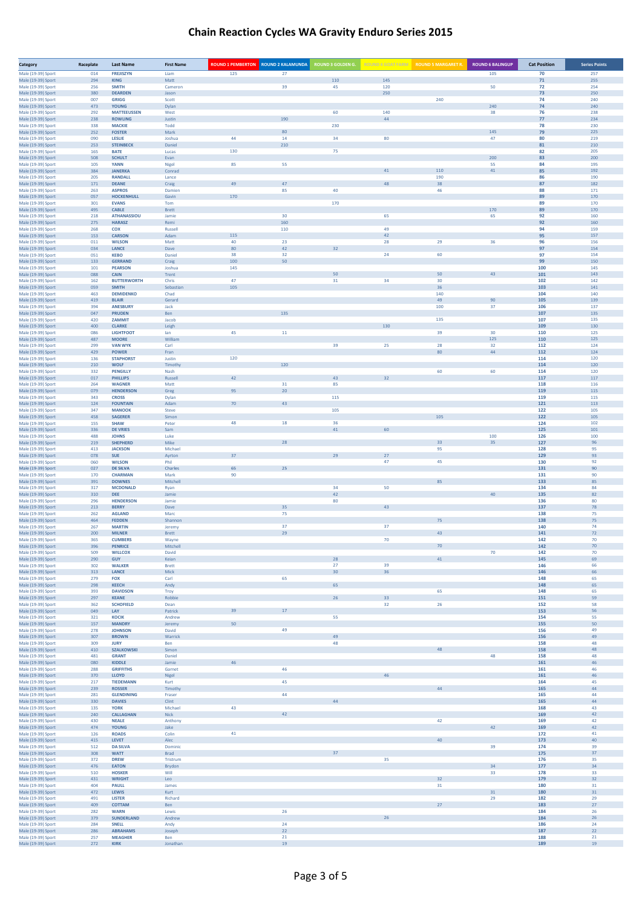# Chain Reaction Cycles WA Gravity Enduro Series 2015

| Category | Raceplate | Last Name | First Name | ROUND 1 PEMBERTON | ROUND 2 KALAMUNDA | ROUND 3 GOLDEN G. | ROUND 4 GOAT FARM | ROUND 5 MARGARET R. | ROUND 6 BALINGUP | Cat Position | Series Points |
|---|---|---|---|---|---|---|---|---|---|---|---|
| Male (19-39) Sport | 014 | FREJISZYN | Liam | 125 | 27 | | | | 105 | 70 | 257 |
| Male (19-39) Sport | 294 | KING | Matt | | | 110 | 145 | | | 71 | 255 |
| Male (19-39) Sport | 256 | SMITH | Cameron | | 39 | 45 | 120 | | 50 | 72 | 254 |
| Male (19-39) Sport | 380 | DEARDEN | Jason | | | | 250 | | | 73 | 250 |
| Male (19-39) Sport | 007 | GRIGG | Scott | | | | | 240 | | 74 | 240 |
| Male (19-39) Sport | 473 | YOUNG | Dylan | | | | | | 240 | 74 | 240 |
| Male (19-39) Sport | 292 | MATTEEUSSEN | West | | | 60 | 140 | | 38 | 76 | 238 |
| Male (19-39) Sport | 238 | ROWLING | Justin | | 190 | | 44 | | | 77 | 234 |
| Male (19-39) Sport | 338 | MACKIE | Todd | | | 230 | | | | 78 | 230 |
| Male (19-39) Sport | 252 | FOSTER | Mark | | 80 | | | | 145 | 79 | 225 |
| Male (19-39) Sport | 090 | LESLIE | Joshua | 44 | 14 | 34 | 80 | | 47 | 80 | 219 |
| Male (19-39) Sport | 253 | STEINBECK | Daniel | | 210 | | | | | 81 | 210 |
| Male (19-39) Sport | 165 | BATE | Lucas | 130 | | 75 | | | | 82 | 205 |
| Male (19-39) Sport | 508 | SCHULT | Evan | | | | | | 200 | 83 | 200 |
| Male (19-39) Sport | 105 | YANN | Nigel | 85 | 55 | | | | 55 | 84 | 195 |
| Male (19-39) Sport | 384 | JANERKA | Conrad | | | | 41 | 110 | 41 | 85 | 192 |
| Male (19-39) Sport | 205 | RANDALL | Lance | | | | | 190 | | 86 | 190 |
| Male (19-39) Sport | 171 | DEANE | Craig | 49 | 47 | | 48 | 38 | | 87 | 182 |
| Male (19-39) Sport | 263 | ASPROS | Damien | | 85 | 40 | | 46 | | 88 | 171 |
| Male (19-39) Sport | 057 | HOCKENHULL | Gavin | 170 | | | | | | 89 | 170 |
| Male (19-39) Sport | 301 | EVANS | Tom | | | 170 | | | | 89 | 170 |
| Male (19-39) Sport | 495 | CABLE | Brett | | | | | | 170 | 89 | 170 |
| Male (19-39) Sport | 218 | ATHANASSIOU | Jamie | | 30 | | 65 | | 65 | 92 | 160 |
| Male (19-39) Sport | 275 | HARASZ | Remi | | 160 | | | | | 92 | 160 |
| Male (19-39) Sport | 268 | COX | Russell | | 110 | | 49 | | | 94 | 159 |
| Male (19-39) Sport | 153 | CARSON | Adam | 115 | | | 42 | | | 95 | 157 |
| Male (19-39) Sport | 011 | WILSON | Matt | 40 | 23 | | 28 | 29 | 36 | 96 | 156 |
| Male (19-39) Sport | 034 | LANCE | Dave | 80 | 42 | 32 | | | | 97 | 154 |
| Male (19-39) Sport | 051 | KEBO | Daniel | 38 | 32 | | 24 | 60 | | 97 | 154 |
| Male (19-39) Sport | 133 | GERRAND | Craig | 100 | 50 | | | | | 99 | 150 |
| Male (19-39) Sport | 101 | PEARSON | Joshua | 145 | | | | | | 100 | 145 |
| Male (19-39) Sport | 088 | CAIN | Trent | | | 50 | | 50 | 43 | 101 | 143 |
| Male (19-39) Sport | 162 | BUTTERWORTH | Chris | 47 | | 31 | 34 | 30 | | 102 | 142 |
| Male (19-39) Sport | 059 | SMITH | Sebastian | 105 | | | | 36 | | 103 | 141 |
| Male (19-39) Sport | 463 | DEMIDENKO | Chad | | | | | 140 | | 104 | 140 |
| Male (19-39) Sport | 419 | BLAIR | Gerard | | | | | 49 | 90 | 105 | 139 |
| Male (19-39) Sport | 394 | ANESBURY | Jack | | | | | 100 | 37 | 106 | 137 |
| Male (19-39) Sport | 047 | PRUDEN | Ben | | 135 | | | | | 107 | 135 |
| Male (19-39) Sport | 420 | ZAMMIT | Jacob | | | | | 135 | | 107 | 135 |
| Male (19-39) Sport | 400 | CLARKE | Leigh | | | | 130 | | | 109 | 130 |
| Male (19-39) Sport | 086 | LIGHTFOOT | Ian | 45 | 11 | | | 39 | 30 | 110 | 125 |
| Male (19-39) Sport | 487 | MOORE | William | | | | | | 125 | 110 | 125 |
| Male (19-39) Sport | 299 | VAN WYK | Carl | | | 39 | 25 | 28 | 32 | 112 | 124 |
| Male (19-39) Sport | 429 | POWER | Fran | | | | | 80 | 44 | 112 | 124 |
| Male (19-39) Sport | 136 | STAPHORST | Justin | 120 | | | | | | 114 | 120 |
| Male (19-39) Sport | 210 | WOLF | Timothy | | 120 | | | | | 114 | 120 |
| Male (19-39) Sport | 332 | PENGILLY | Nash | | | | | 60 | 60 | 114 | 120 |
| Male (19-39) Sport | 017 | PHILLIPS | Russell | 42 | | 43 | 32 | | | 117 | 117 |
| Male (19-39) Sport | 264 | WAGNER | Matt | | 31 | 85 | | | | 118 | 116 |
| Male (19-39) Sport | 079 | HENDERSON | Greg | 95 | 20 | | | | | 119 | 115 |
| Male (19-39) Sport | 343 | CROSS | Dylan | | | 115 | | | | 119 | 115 |
| Male (19-39) Sport | 124 | FOUNTAIN | Adam | 70 | 43 | | | | | 121 | 113 |
| Male (19-39) Sport | 347 | MANOOK | Steve | | | 105 | | | | 122 | 105 |
| Male (19-39) Sport | 458 | SAGERER | Simon | | | | | 105 | | 122 | 105 |
| Male (19-39) Sport | 155 | SHAW | Peter | 48 | 18 | 36 | | | | 124 | 102 |
| Male (19-39) Sport | 336 | DE VRIES | Sam | | | 41 | 60 | | | 125 | 101 |
| Male (19-39) Sport | 488 | JOHNS | Luke | | | | | | 100 | 126 | 100 |
| Male (19-39) Sport | 219 | SHEPHERD | Mike | | 28 | | | 33 | 35 | 127 | 96 |
| Male (19-39) Sport | 413 | JACKSON | Michael | | | | | 95 | | 128 | 95 |
| Male (19-39) Sport | 078 | SUE | Ayrton | 37 | | 29 | 27 | | | 129 | 93 |
| Male (19-39) Sport | 060 | WILSON | Phil | | | | 47 | 45 | | 130 | 92 |
| Male (19-39) Sport | 027 | DE SILVA | Charles | 65 | 25 | | | | | 131 | 90 |
| Male (19-39) Sport | 170 | CHARMAN | Mark | 90 | | | | | | 131 | 90 |
| Male (19-39) Sport | 391 | DOWNES | Mitchell | | | | | 85 | | 133 | 85 |
| Male (19-39) Sport | 317 | MCDONALD | Ryan | | | 34 | 50 | | | 134 | 84 |
| Male (19-39) Sport | 310 | DEE | Jamie | | | 42 | | | 40 | 135 | 82 |
| Male (19-39) Sport | 296 | HENDERSON | Jamie | | | 80 | | | | 136 | 80 |
| Male (19-39) Sport | 213 | BERRY | Dave | | 35 | | 43 | | | 137 | 78 |
| Male (19-39) Sport | 262 | AGLAND | Marc | | 75 | | | | | 138 | 75 |
| Male (19-39) Sport | 464 | FEDDEN | Shannon | | | | | 75 | | 138 | 75 |
| Male (19-39) Sport | 267 | MARTIN | Jeremy | | 37 | | 37 | | | 140 | 74 |
| Male (19-39) Sport | 200 | MILNER | Brett | | 29 | | | 43 | | 141 | 72 |
| Male (19-39) Sport | 365 | CUMBERS | Wayne | | | | 70 | | | 142 | 70 |
| Male (19-39) Sport | 396 | PENRICE | Mitchell | | | | | 70 | | 142 | 70 |
| Male (19-39) Sport | 509 | WILLCOX | David | | | | | | 70 | 142 | 70 |
| Male (19-39) Sport | 290 | GUY | Keian | | | 28 | | 41 | | 145 | 69 |
| Male (19-39) Sport | 302 | WALKER | Brett | | | 27 | 39 | | | 146 | 66 |
| Male (19-39) Sport | 313 | LANCE | Mick | | | 30 | 36 | | | 146 | 66 |
| Male (19-39) Sport | 279 | FOX | Carl | | 65 | | | | | 148 | 65 |
| Male (19-39) Sport | 298 | KEECH | Andy | | | 65 | | | | 148 | 65 |
| Male (19-39) Sport | 393 | DAVIDSON | Troy | | | | | 65 | | 148 | 65 |
| Male (19-39) Sport | 297 | KEANE | Robbie | | | 26 | 33 | | | 151 | 59 |
| Male (19-39) Sport | 362 | SCHOFIELD | Dean | | | | 32 | 26 | | 152 | 58 |
| Male (19-39) Sport | 049 | LAY | Patrick | 39 | 17 | | | | | 153 | 56 |
| Male (19-39) Sport | 321 | KOCIK | Andrew | | | 55 | | | | 154 | 55 |
| Male (19-39) Sport | 157 | MANDRY | Jeremy | 50 | | | | | | 155 | 50 |
| Male (19-39) Sport | 278 | JOHNSON | David | | 49 | | | | | 156 | 49 |
| Male (19-39) Sport | 307 | BROWN | Warrick | | | 49 | | | | 156 | 49 |
| Male (19-39) Sport | 309 | JURY | Ben | | | 48 | | | | 158 | 48 |
| Male (19-39) Sport | 410 | SZALKOWSKI | Simon | | | | | 48 | | 158 | 48 |
| Male (19-39) Sport | 481 | GRANT | Daniel | | | | | | 48 | 158 | 48 |
| Male (19-39) Sport | 080 | KIDDLE | Jamie | 46 | | | | | | 161 | 46 |
| Male (19-39) Sport | 288 | GRIFFITHS | Garnet | | 46 | | | | | 161 | 46 |
| Male (19-39) Sport | 370 | LLOYD | Nigel | | | | 46 | | | 161 | 46 |
| Male (19-39) Sport | 217 | TIEDEMANN | Kurt | | 45 | | | | | 164 | 45 |
| Male (19-39) Sport | 239 | ROSSER | Timothy | | | | | 44 | | 165 | 44 |
| Male (19-39) Sport | 281 | GLENDINNING | Fraser | | 44 | | | | | 165 | 44 |
| Male (19-39) Sport | 330 | DAVIES | Clint | | | 44 | | | | 165 | 44 |
| Male (19-39) Sport | 135 | YORK | Michael | 43 | | | | | | 168 | 43 |
| Male (19-39) Sport | 240 | CALLAGHAN | Nick | | 42 | | | | | 169 | 42 |
| Male (19-39) Sport | 430 | NEALE | Anthony | | | | | 42 | | 169 | 42 |
| Male (19-39) Sport | 474 | YOUNG | Jake | | | | | | 42 | 169 | 42 |
| Male (19-39) Sport | 126 | ROADS | Colin | 41 | | | | | | 172 | 41 |
| Male (19-39) Sport | 415 | LEVET | Alec | | | | | 40 | | 173 | 40 |
| Male (19-39) Sport | 512 | DA SILVA | Dominic | | | | | | 39 | 174 | 39 |
| Male (19-39) Sport | 308 | WATT | Brad | | | 37 | | | | 175 | 37 |
| Male (19-39) Sport | 372 | DREW | Tristrum | | | | 35 | | | 176 | 35 |
| Male (19-39) Sport | 476 | EATON | Brydon | | | | | | 34 | 177 | 34 |
| Male (19-39) Sport | 510 | HOSKER | Will | | | | | | 33 | 178 | 33 |
| Male (19-39) Sport | 431 | WRIGHT | Leo | | | | | 32 | | 179 | 32 |
| Male (19-39) Sport | 404 | PAULL | James | | | | | 31 | | 180 | 31 |
| Male (19-39) Sport | 472 | LEWIS | Kurt | | | | | | 31 | 180 | 31 |
| Male (19-39) Sport | 491 | LISTER | Richard | | | | | | 29 | 182 | 29 |
| Male (19-39) Sport | 409 | COTTAM | Ben | | | | | 27 | | 183 | 27 |
| Male (19-39) Sport | 282 | WARN | Lewis | | 26 | | | | | 184 | 26 |
| Male (19-39) Sport | 379 | SUNDERLAND | Andrew | | | | 26 | | | 184 | 26 |
| Male (19-39) Sport | 284 | SNELL | Andy | | 24 | | | | | 186 | 24 |
| Male (19-39) Sport | 286 | ABRAHAMS | Joseph | | 22 | | | | | 187 | 22 |
| Male (19-39) Sport | 257 | MEAGHER | Ben | | 21 | | | | | 188 | 21 |
| Male (19-39) Sport | 272 | KIRK | Jonathan | | 19 | | | | | 189 | 19 |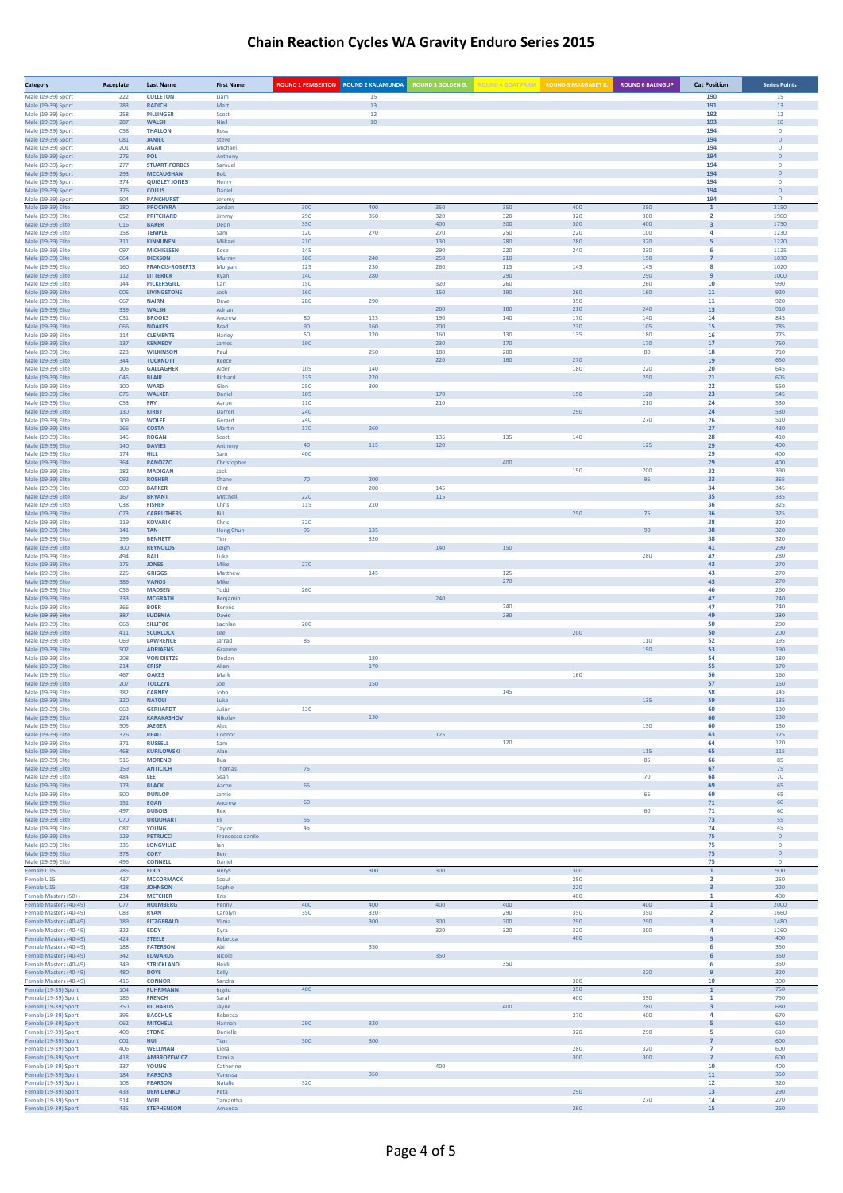# Chain Reaction Cycles WA Gravity Enduro Series 2015

| Category | Raceplate | Last Name | First Name | ROUND 1 PEMBERTON | ROUND 2 KALAMUNDA | ROUND 3 GOLDEN G. | ROUND 4 GOAT FARM | ROUND 5 MARGARET R. | ROUND 6 BALINGUP | Cat Position | Series Points |
|---|---|---|---|---|---|---|---|---|---|---|---|
| Male (19-39) Sport | 222 | CULLETON | Liam | | 15 | | | | | 190 | 15 |
| Male (19-39) Sport | 283 | RADICH | Matt | | 13 | | | | | 191 | 13 |
| Male (19-39) Sport | 258 | PILLINGER | Scott | | 12 | | | | | 192 | 12 |
| Male (19-39) Sport | 287 | WALSH | Niall | | 10 | | | | | 193 | 10 |
| Male (19-39) Sport | 058 | THALLON | Ross | | | | | | | 194 | 0 |
| Male (19-39) Sport | 081 | JANIEC | Steve | | | | | | | 194 | 0 |
| Male (19-39) Sport | 201 | AGAR | Michael | | | | | | | 194 | 0 |
| Male (19-39) Sport | 276 | POL | Anthony | | | | | | | 194 | 0 |
| Male (19-39) Sport | 277 | STUART-FORBES | Samuel | | | | | | | 194 | 0 |
| Male (19-39) Sport | 293 | MCCAUGHAN | Bob | | | | | | | 194 | 0 |
| Male (19-39) Sport | 374 | QUIGLEY JONES | Henry | | | | | | | 194 | 0 |
| Male (19-39) Sport | 376 | COLLIS | Daniel | | | | | | | 194 | 0 |
| Male (19-39) Sport | 504 | PANKHURST | Jeremy | | | | | | | 194 | 0 |
| Male (19-39) Elite | 180 | PROCHYRA | Jordan | 300 | 400 | 350 | 350 | 400 | 350 | 1 | 2150 |
| Male (19-39) Elite | 052 | PRITCHARD | Jimmy | 290 | 350 | 320 | 320 | 320 | 300 | 2 | 1900 |
| Male (19-39) Elite | 016 | BAKER | Deon | 350 | | 400 | 300 | 300 | 400 | 3 | 1750 |
| Male (19-39) Elite | 158 | TEMPLE | Sam | 120 | 270 | 270 | 250 | 220 | 100 | 4 | 1230 |
| Male (19-39) Elite | 311 | KINNUNEN | Mikael | 210 | | 130 | 280 | 280 | 320 | 5 | 1220 |
| Male (19-39) Elite | 097 | MICHIELSEN | Kose | 145 | | 290 | 220 | 240 | 230 | 6 | 1125 |
| Male (19-39) Elite | 064 | DICKSON | Murray | 180 | 240 | 250 | 210 | | 150 | 7 | 1030 |
| Male (19-39) Elite | 160 | FRANCIS-ROBERTS | Morgan | 125 | 230 | 260 | 115 | 145 | 145 | 8 | 1020 |
| Male (19-39) Elite | 112 | LITTERICK | Ryan | 140 | 280 | | 290 | | 290 | 9 | 1000 |
| Male (19-39) Elite | 144 | PICKERSGILL | Carl | 150 | | 320 | 260 | | 260 | 10 | 990 |
| Male (19-39) Elite | 005 | LIVINGSTONE | Josh | 160 | | 150 | 190 | 260 | 160 | 11 | 920 |
| Male (19-39) Elite | 067 | NAIRN | Dave | 280 | 290 | | | 350 | | 11 | 920 |
| Male (19-39) Elite | 339 | WALSH | Adrian | | | 280 | 180 | 210 | 240 | 13 | 910 |
| Male (19-39) Elite | 031 | BROOKS | Andrew | 80 | 125 | 190 | 140 | 170 | 140 | 14 | 845 |
| Male (19-39) Elite | 066 | NOAKES | Brad | 90 | 160 | 200 | | 230 | 105 | 15 | 785 |
| Male (19-39) Elite | 114 | CLEMENTS | Harley | 50 | 120 | 160 | 130 | 135 | 180 | 16 | 775 |
| Male (19-39) Elite | 137 | KENNEDY | James | 190 | | 230 | 170 | | 170 | 17 | 760 |
| Male (19-39) Elite | 223 | WILKINSON | Paul | | 250 | 180 | 200 | | 80 | 18 | 710 |
| Male (19-39) Elite | 344 | TUCKNOTT | Reece | | | 220 | 160 | 270 | | 19 | 650 |
| Male (19-39) Elite | 106 | GALLAGHER | Aiden | 105 | 140 | | | 180 | 220 | 20 | 645 |
| Male (19-39) Elite | 045 | BLAIR | Richard | 135 | 220 | | | | 250 | 21 | 605 |
| Male (19-39) Elite | 100 | WARD | Glen | 250 | 300 | | | | | 22 | 550 |
| Male (19-39) Elite | 075 | WALKER | Daniel | 105 | | 170 | | 150 | 120 | 23 | 545 |
| Male (19-39) Elite | 053 | FRY | Aaron | 110 | | 210 | | | 210 | 24 | 530 |
| Male (19-39) Elite | 130 | KIRBY | Darren | 240 | | | | 290 | | 24 | 530 |
| Male (19-39) Elite | 109 | WOLFE | Gerard | 240 | | | | | 270 | 26 | 510 |
| Male (19-39) Elite | 166 | COSTA | Martin | 170 | 260 | | | | | 27 | 430 |
| Male (19-39) Elite | 145 | ROGAN | Scott | | | 135 | 135 | 140 | | 28 | 410 |
| Male (19-39) Elite | 140 | DAVIES | Anthony | 40 | 115 | 120 | | | 125 | 29 | 400 |
| Male (19-39) Elite | 174 | HILL | Sam | 400 | | | | | | 29 | 400 |
| Male (19-39) Elite | 364 | PANOZZO | Christopher | | | | 400 | | | 29 | 400 |
| Male (19-39) Elite | 182 | MADIGAN | Jack | | | | | 190 | 200 | 32 | 390 |
| Male (19-39) Elite | 092 | ROSHER | Shane | 70 | 200 | | | | 95 | 33 | 365 |
| Male (19-39) Elite | 009 | BARKER | Clint | | 200 | 145 | | | | 34 | 345 |
| Male (19-39) Elite | 167 | BRYANT | Mitchell | 220 | | 115 | | | | 35 | 335 |
| Male (19-39) Elite | 038 | FISHER | Chris | 115 | 210 | | | | | 36 | 325 |
| Male (19-39) Elite | 073 | CARRUTHERS | Bill | | | | | 250 | 75 | 36 | 325 |
| Male (19-39) Elite | 119 | KOVARIK | Chris | 320 | | | | | | 38 | 320 |
| Male (19-39) Elite | 141 | TAN | Hong Chun | 95 | 135 | | | | 90 | 38 | 320 |
| Male (19-39) Elite | 199 | BENNETT | Tim | | 320 | | | | | 38 | 320 |
| Male (19-39) Elite | 300 | REYNOLDS | Leigh | | | 140 | 150 | | | 41 | 290 |
| Male (19-39) Elite | 494 | BALL | Luke | | | | | | 280 | 42 | 280 |
| Male (19-39) Elite | 175 | JONES | Mike | 270 | | | | | | 43 | 270 |
| Male (19-39) Elite | 225 | GRIGGS | Matthew | | 145 | | 125 | | | 43 | 270 |
| Male (19-39) Elite | 386 | VANOS | Mike | | | | 270 | | | 43 | 270 |
| Male (19-39) Elite | 056 | MADSEN | Todd | 260 | | | | | | 46 | 260 |
| Male (19-39) Elite | 333 | MCGRATH | Benjamin | | | 240 | | | | 47 | 240 |
| Male (19-39) Elite | 366 | BOER | Berend | | | | 240 | | | 47 | 240 |
| Male (19-39) Elite | 387 | LUDENIA | David | | | | 230 | | | 49 | 230 |
| Male (19-39) Elite | 068 | SILLITOE | Lachlan | 200 | | | | | | 50 | 200 |
| Male (19-39) Elite | 411 | SCURLOCK | Lee | | | | | 200 | | 50 | 200 |
| Male (19-39) Elite | 069 | LAWRENCE | Jarrad | 85 | | | | | 110 | 52 | 195 |
| Male (19-39) Elite | 502 | ADRIAENS | Graeme | | | | | | 190 | 53 | 190 |
| Male (19-39) Elite | 208 | VON DIETZE | Declan | | 180 | | | | | 54 | 180 |
| Male (19-39) Elite | 214 | CRISP | Allan | | 170 | | | | | 55 | 170 |
| Male (19-39) Elite | 467 | OAKES | Mark | | | | | 160 | | 56 | 160 |
| Male (19-39) Elite | 207 | TOLCZYK | Joe | | 150 | | | | | 57 | 150 |
| Male (19-39) Elite | 382 | CARNEY | John | | | | 145 | | | 58 | 145 |
| Male (19-39) Elite | 320 | NATOLI | Luke | | | | | | 135 | 59 | 135 |
| Male (19-39) Elite | 063 | GERHARDT | Julian | 130 | | | | | | 60 | 130 |
| Male (19-39) Elite | 224 | KARAKASHOV | Nikolay | | 130 | | | | | 60 | 130 |
| Male (19-39) Elite | 505 | JAEGER | Alex | | | | | | 130 | 60 | 130 |
| Male (19-39) Elite | 326 | READ | Connor | | | 125 | | | | 63 | 125 |
| Male (19-39) Elite | 371 | RUSSELL | Sam | | | | 120 | | | 64 | 120 |
| Male (19-39) Elite | 468 | KURILOWSKI | Alan | | | | | | 115 | 65 | 115 |
| Male (19-39) Elite | 516 | MORENO | Bua | | | | | | 85 | 66 | 85 |
| Male (19-39) Elite | 159 | ANTICICH | Thomas | 75 | | | | | | 67 | 75 |
| Male (19-39) Elite | 484 | LEE | Sean | | | | | | 70 | 68 | 70 |
| Male (19-39) Elite | 173 | BLACK | Aaron | 65 | | | | | | 69 | 65 |
| Male (19-39) Elite | 500 | DUNLOP | Jamie | | | | | | 65 | 69 | 65 |
| Male (19-39) Elite | 151 | EGAN | Andrew | 60 | | | | | | 71 | 60 |
| Male (19-39) Elite | 497 | DUBOIS | Rex | | | | | | 60 | 71 | 60 |
| Male (19-39) Elite | 070 | URQUHART | Eli | 55 | | | | | | 73 | 55 |
| Male (19-39) Elite | 087 | YOUNG | Taylor | 45 | | | | | | 74 | 45 |
| Male (19-39) Elite | 129 | PETRUCCI | Francesco danilo | | | | | | | 75 | 0 |
| Male (19-39) Elite | 335 | LONGVILLE | Ian | | | | | | | 75 | 0 |
| Male (19-39) Elite | 378 | CORY | Ben | | | | | | | 75 | 0 |
| Male (19-39) Elite | 496 | CONNELL | Daniel | | | | | | | 75 | 0 |
| Female U15 | 285 | EDDY | Nerys | | 300 | 300 | | 300 | | 1 | 900 |
| Female U15 | 437 | MCCORMACK | Scout | | | | | 250 | | 2 | 250 |
| Female U15 | 428 | JOHNSON | Sophie | | | | | 220 | | 3 | 220 |
| Female Masters (50+) | 234 | METCHER | Kris | | | | | 400 | | 1 | 400 |
| Female Masters (40-49) | 077 | HOLMBERG | Penny | 400 | 400 | 400 | 400 | | 400 | 1 | 2000 |
| Female Masters (40-49) | 083 | RYAN | Carolyn | 350 | 320 | | 290 | 350 | 350 | 2 | 1660 |
| Female Masters (40-49) | 189 | FITZGERALD | Vilma | | 300 | 300 | 300 | 290 | 290 | 3 | 1480 |
| Female Masters (40-49) | 322 | EDDY | Kyra | | | 320 | 320 | 320 | 300 | 4 | 1260 |
| Female Masters (40-49) | 424 | STEELE | Rebecca | | | | | 400 | | 5 | 400 |
| Female Masters (40-49) | 188 | PATERSON | Abi | | 350 | | | | | 6 | 350 |
| Female Masters (40-49) | 342 | EDWARDS | Nicole | | | 350 | | | | 6 | 350 |
| Female Masters (40-49) | 349 | STRICKLAND | Heidi | | | | 350 | | | 6 | 350 |
| Female Masters (40-49) | 480 | DOYE | Kelly | | | | | | 320 | 9 | 320 |
| Female Masters (40-49) | 416 | CONNOR | Sandra | | | | | 300 | | 10 | 300 |
| Female (19-39) Sport | 104 | FUHRMANN | Ingrid | 400 | | | | 350 | | 1 | 750 |
| Female (19-39) Sport | 186 | FRENCH | Sarah | | | | | 400 | 350 | 1 | 750 |
| Female (19-39) Sport | 350 | RICHARDS | Jayne | | | | 400 | | 280 | 3 | 680 |
| Female (19-39) Sport | 395 | BACCHUS | Rebecca | | | | | 270 | 400 | 4 | 670 |
| Female (19-39) Sport | 062 | MITCHELL | Hannah | 290 | 320 | | | | | 5 | 610 |
| Female (19-39) Sport | 408 | STONE | Danielle | | | | | 320 | 290 | 5 | 610 |
| Female (19-39) Sport | 001 | HUI | Tian | 300 | 300 | | | | | 7 | 600 |
| Female (19-39) Sport | 406 | WELLMAN | Kiera | | | | | 280 | 320 | 7 | 600 |
| Female (19-39) Sport | 418 | AMBROZEWICZ | Kamila | | | | | 300 | 300 | 7 | 600 |
| Female (19-39) Sport | 337 | YOUNG | Catherine | | | 400 | | | | 10 | 400 |
| Female (19-39) Sport | 184 | PARSONS | Vanessa | | 350 | | | | | 11 | 350 |
| Female (19-39) Sport | 108 | PEARSON | Natalie | 320 | | | | | | 12 | 320 |
| Female (19-39) Sport | 433 | DEMIDENKO | Peta | | | | | 290 | | 13 | 290 |
| Female (19-39) Sport | 514 | WIEL | Tamantha | | | | | | 270 | 14 | 270 |
| Female (19-39) Sport | 435 | STEPHENSON | Amanda | | | | | 260 | | 15 | 260 |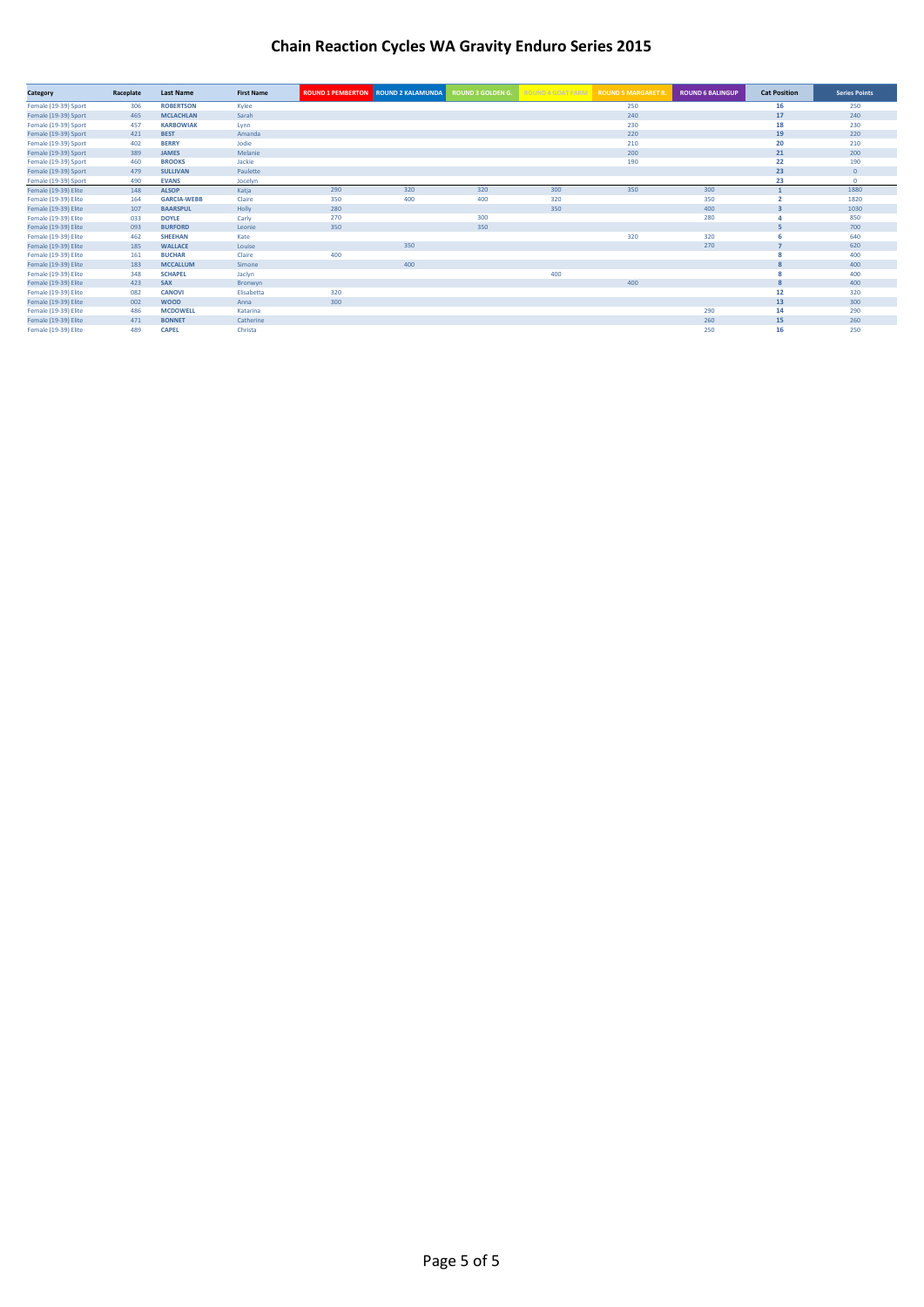# Chain Reaction Cycles WA Gravity Enduro Series 2015

| Category | Raceplate | Last Name | First Name | ROUND 1 PEMBERTON | ROUND 2 KALAMUNDA | ROUND 3 GOLDEN G. | ROUND 4 GOAT FARM | ROUND 5 MARGARET R. | ROUND 6 BALINGUP | Cat Position | Series Points |
|---|---|---|---|---|---|---|---|---|---|---|---|
| Female (19-39) Sport | 306 | ROBERTSON | Kylee | | | | | 250 | | 16 | 250 |
| Female (19-39) Sport | 465 | MCLACHLAN | Sarah | | | | | 240 | | 17 | 240 |
| Female (19-39) Sport | 457 | KARBOWIAK | Lynn | | | | | 230 | | 18 | 230 |
| Female (19-39) Sport | 421 | BEST | Amanda | | | | | 220 | | 19 | 220 |
| Female (19-39) Sport | 402 | BERRY | Jodie | | | | | 210 | | 20 | 210 |
| Female (19-39) Sport | 389 | JAMES | Melanie | | | | | 200 | | 21 | 200 |
| Female (19-39) Sport | 460 | BROOKS | Jackie | | | | | 190 | | 22 | 190 |
| Female (19-39) Sport | 479 | SULLIVAN | Paulette | | | | | | | 23 | 0 |
| Female (19-39) Sport | 490 | EVANS | Jocelyn | | | | | | | 23 | 0 |
| Female (19-39) Elite | 148 | ALSOP | Katja | 290 | 320 | 320 | 300 | 350 | 300 | 1 | 1880 |
| Female (19-39) Elite | 164 | GARCIA-WEBB | Claire | 350 | 400 | 400 | 320 | | 350 | 2 | 1820 |
| Female (19-39) Elite | 107 | BAARSPUL | Holly | 280 | | | 350 | | 400 | 3 | 1030 |
| Female (19-39) Elite | 033 | DOYLE | Carly | 270 | | 300 | | | 280 | 4 | 850 |
| Female (19-39) Elite | 093 | BURFORD | Leonie | 350 | | 350 | | | | 5 | 700 |
| Female (19-39) Elite | 462 | SHEEHAN | Kate | | | | | 320 | 320 | 6 | 640 |
| Female (19-39) Elite | 185 | WALLACE | Louise | | 350 | | | | 270 | 7 | 620 |
| Female (19-39) Elite | 161 | BUCHAR | Claire | 400 | | | | | | 8 | 400 |
| Female (19-39) Elite | 183 | MCCALLUM | Simone | | 400 | | | | | 8 | 400 |
| Female (19-39) Elite | 348 | SCHAPEL | Jaclyn | | | | 400 | | | 8 | 400 |
| Female (19-39) Elite | 423 | SAX | Bronwyn | | | | | 400 | | 8 | 400 |
| Female (19-39) Elite | 082 | CANOVI | Elisabetta | 320 | | | | | | 12 | 320 |
| Female (19-39) Elite | 002 | WOOD | Anna | 300 | | | | | | 13 | 300 |
| Female (19-39) Elite | 486 | MCDOWELL | Katarina | | | | | | 290 | 14 | 290 |
| Female (19-39) Elite | 471 | BONNET | Catherine | | | | | | 260 | 15 | 260 |
| Female (19-39) Elite | 489 | CAPEL | Christa | | | | | | 250 | 16 | 250 |